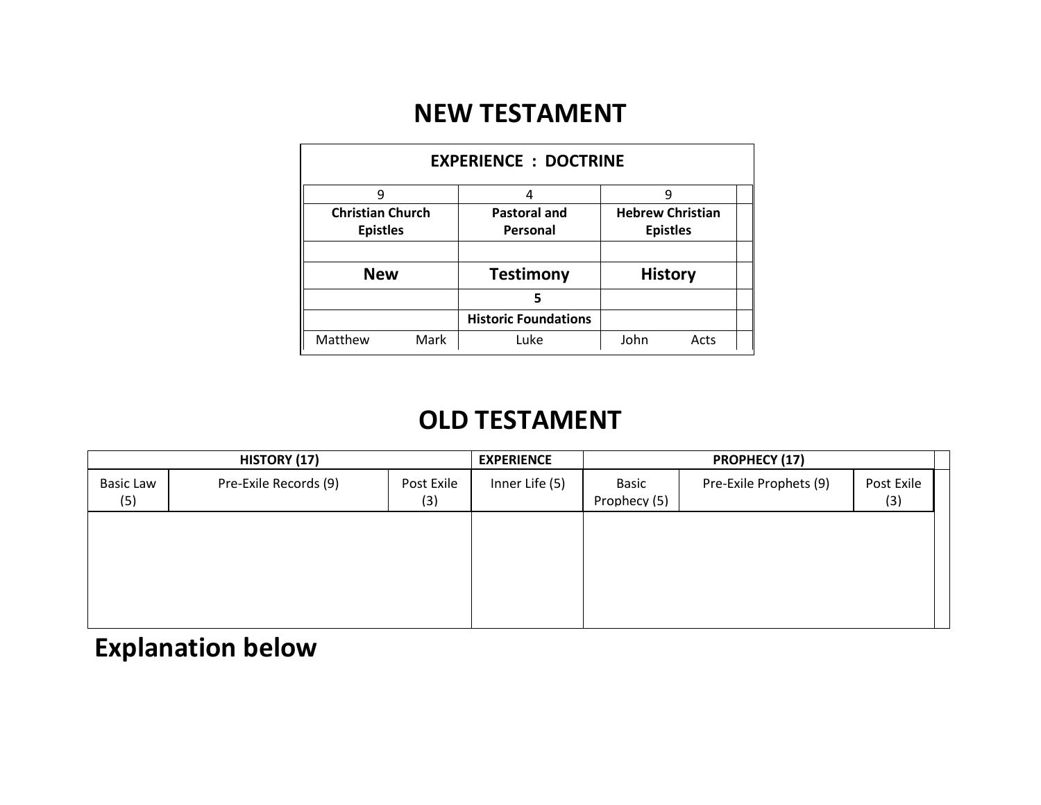# NEW TESTAMENT

| EXPERIENCE : DOCTRINE | | |
|---|---|---|
| 9 | 4 | 9 |
| **Christian Church Epistles** | **Pastoral and Personal** | **Hebrew Christian Epistles** |
| | | |
| **New** | **Testimony** | **History** |
| | **5** | |
| | **Historic Foundations** | |
| Matthew Mark | Luke | John Acts |

# OLD TESTAMENT

| HISTORY (17) | | | EXPERIENCE | PROPHECY (17) | | |
|---|---|---|---|---|---|---|
| Basic Law (5) | Pre-Exile Records (9) | Post Exile (3) | Inner Life (5) | Basic Prophecy (5) | Pre-Exile Prophets (9) | Post Exile (3) |
| | | | | | | |

# Explanation below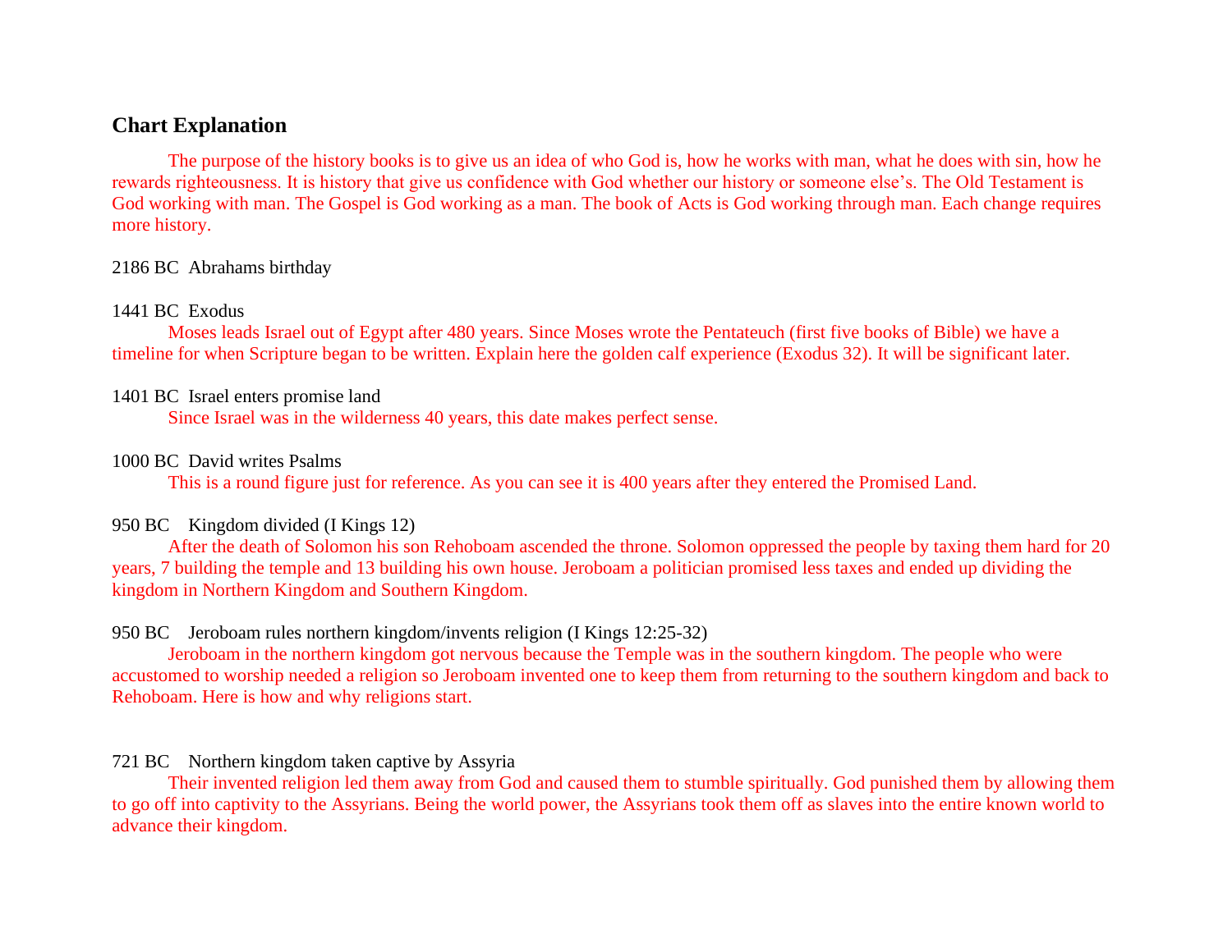## Chart Explanation

The purpose of the history books is to give us an idea of who God is, how he works with man, what he does with sin, how he rewards righteousness. It is history that give us confidence with God whether our history or someone else's. The Old Testament is God working with man. The Gospel is God working as a man. The book of Acts is God working through man. Each change requires more history.

2186 BC  Abrahams birthday

1441 BC  Exodus

Moses leads Israel out of Egypt after 480 years. Since Moses wrote the Pentateuch (first five books of Bible) we have a timeline for when Scripture began to be written. Explain here the golden calf experience (Exodus 32). It will be significant later.

1401 BC  Israel enters promise land

Since Israel was in the wilderness 40 years, this date makes perfect sense.

1000 BC  David writes Psalms

This is a round figure just for reference. As you can see it is 400 years after they entered the Promised Land.

950 BC  Kingdom divided (I Kings 12)

After the death of Solomon his son Rehoboam ascended the throne. Solomon oppressed the people by taxing them hard for 20 years, 7 building the temple and 13 building his own house. Jeroboam a politician promised less taxes and ended up dividing the kingdom in Northern Kingdom and Southern Kingdom.

950 BC  Jeroboam rules northern kingdom/invents religion (I Kings 12:25-32)

Jeroboam in the northern kingdom got nervous because the Temple was in the southern kingdom. The people who were accustomed to worship needed a religion so Jeroboam invented one to keep them from returning to the southern kingdom and back to Rehoboam. Here is how and why religions start.

721 BC  Northern kingdom taken captive by Assyria

Their invented religion led them away from God and caused them to stumble spiritually. God punished them by allowing them to go off into captivity to the Assyrians. Being the world power, the Assyrians took them off as slaves into the entire known world to advance their kingdom.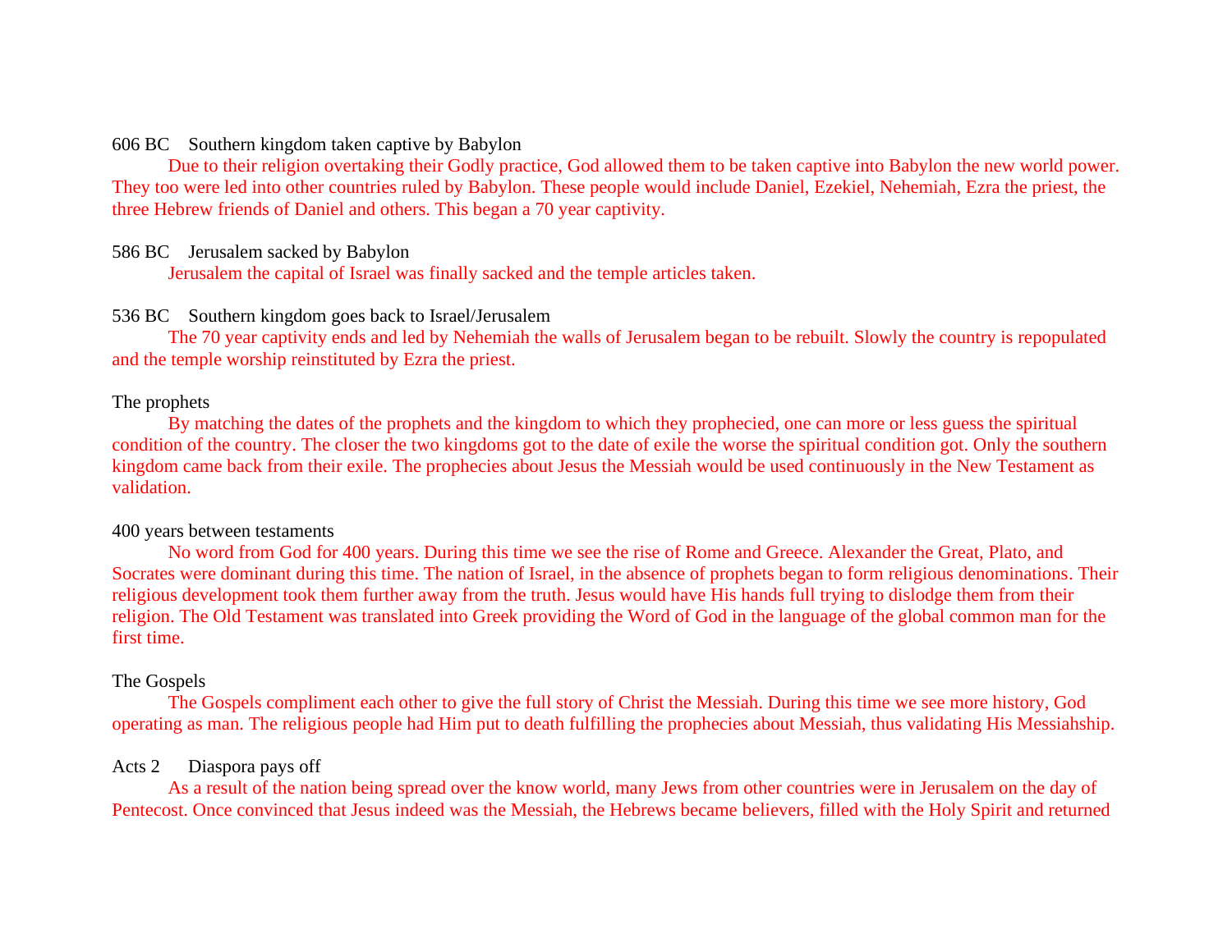606 BC    Southern kingdom taken captive by Babylon

Due to their religion overtaking their Godly practice, God allowed them to be taken captive into Babylon the new world power. They too were led into other countries ruled by Babylon. These people would include Daniel, Ezekiel, Nehemiah, Ezra the priest, the three Hebrew friends of Daniel and others. This began a 70 year captivity.

586 BC    Jerusalem sacked by Babylon

Jerusalem the capital of Israel was finally sacked and the temple articles taken.

536 BC    Southern kingdom goes back to Israel/Jerusalem

The 70 year captivity ends and led by Nehemiah the walls of Jerusalem began to be rebuilt. Slowly the country is repopulated and the temple worship reinstituted by Ezra the priest.

The prophets

By matching the dates of the prophets and the kingdom to which they prophecied, one can more or less guess the spiritual condition of the country. The closer the two kingdoms got to the date of exile the worse the spiritual condition got. Only the southern kingdom came back from their exile. The prophecies about Jesus the Messiah would be used continuously in the New Testament as validation.

400 years between testaments

No word from God for 400 years. During this time we see the rise of Rome and Greece. Alexander the Great, Plato, and Socrates were dominant during this time. The nation of Israel, in the absence of prophets began to form religious denominations. Their religious development took them further away from the truth. Jesus would have His hands full trying to dislodge them from their religion. The Old Testament was translated into Greek providing the Word of God in the language of the global common man for the first time.

The Gospels

The Gospels compliment each other to give the full story of Christ the Messiah. During this time we see more history, God operating as man. The religious people had Him put to death fulfilling the prophecies about Messiah, thus validating His Messiahship.

Acts 2    Diaspora pays off

As a result of the nation being spread over the know world, many Jews from other countries were in Jerusalem on the day of Pentecost. Once convinced that Jesus indeed was the Messiah, the Hebrews became believers, filled with the Holy Spirit and returned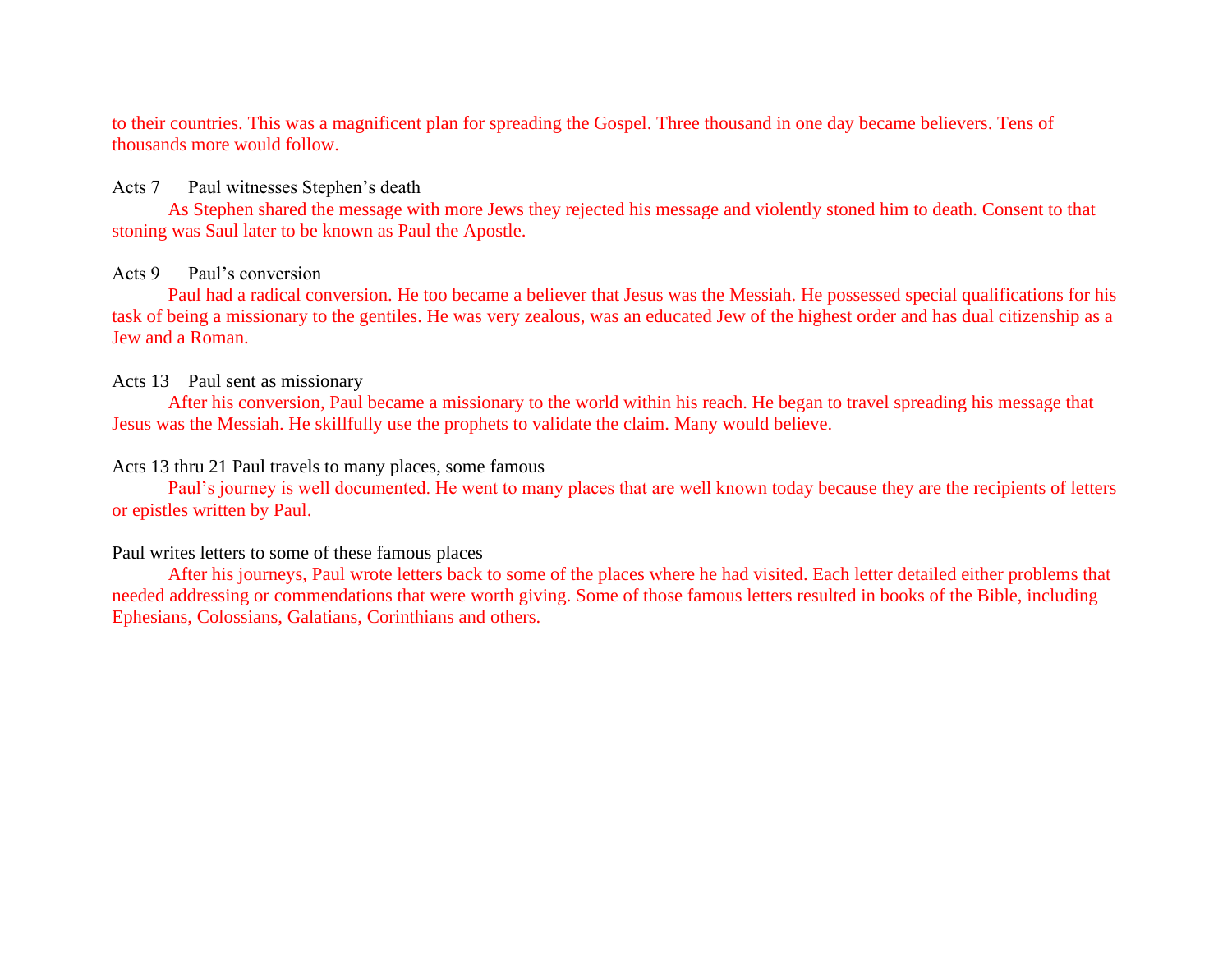to their countries. This was a magnificent plan for spreading the Gospel. Three thousand in one day became believers. Tens of thousands more would follow.

Acts 7 Paul witnesses Stephen's death

As Stephen shared the message with more Jews they rejected his message and violently stoned him to death. Consent to that stoning was Saul later to be known as Paul the Apostle.

Acts 9 Paul's conversion

Paul had a radical conversion. He too became a believer that Jesus was the Messiah. He possessed special qualifications for his task of being a missionary to the gentiles. He was very zealous, was an educated Jew of the highest order and has dual citizenship as a Jew and a Roman.

Acts 13 Paul sent as missionary

After his conversion, Paul became a missionary to the world within his reach. He began to travel spreading his message that Jesus was the Messiah. He skillfully use the prophets to validate the claim. Many would believe.

Acts 13 thru 21 Paul travels to many places, some famous

Paul's journey is well documented. He went to many places that are well known today because they are the recipients of letters or epistles written by Paul.

Paul writes letters to some of these famous places

After his journeys, Paul wrote letters back to some of the places where he had visited. Each letter detailed either problems that needed addressing or commendations that were worth giving. Some of those famous letters resulted in books of the Bible, including Ephesians, Colossians, Galatians, Corinthians and others.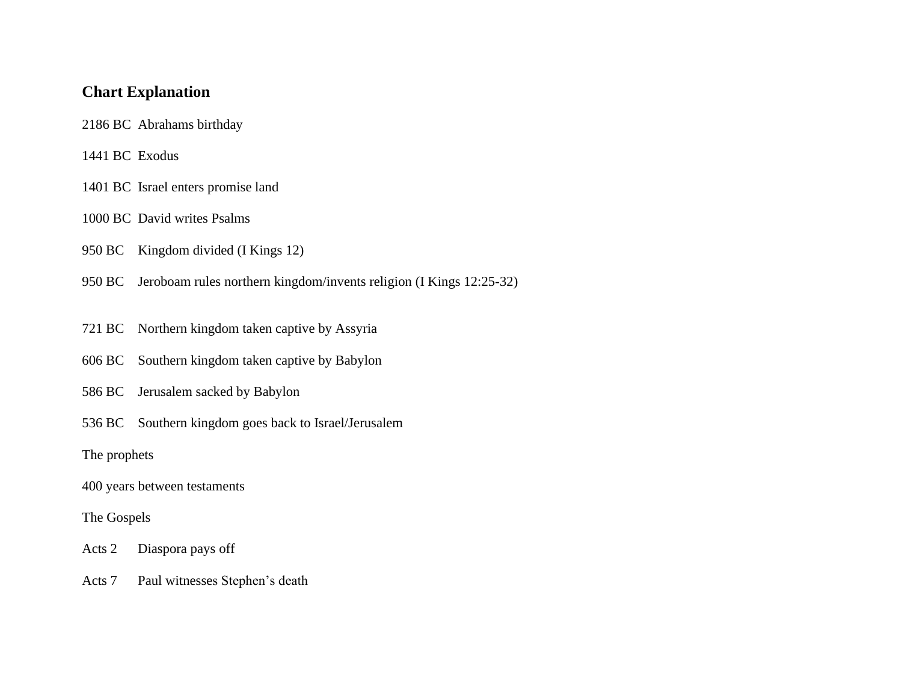## Chart Explanation

2186 BC Abrahams birthday

1441 BC Exodus

1401 BC Israel enters promise land

1000 BC David writes Psalms

950 BC Kingdom divided (I Kings 12)

950 BC Jeroboam rules northern kingdom/invents religion (I Kings 12:25-32)

721 BC Northern kingdom taken captive by Assyria

606 BC Southern kingdom taken captive by Babylon

586 BC Jerusalem sacked by Babylon

536 BC Southern kingdom goes back to Israel/Jerusalem

The prophets

400 years between testaments

The Gospels

Acts 2 Diaspora pays off

Acts 7 Paul witnesses Stephen's death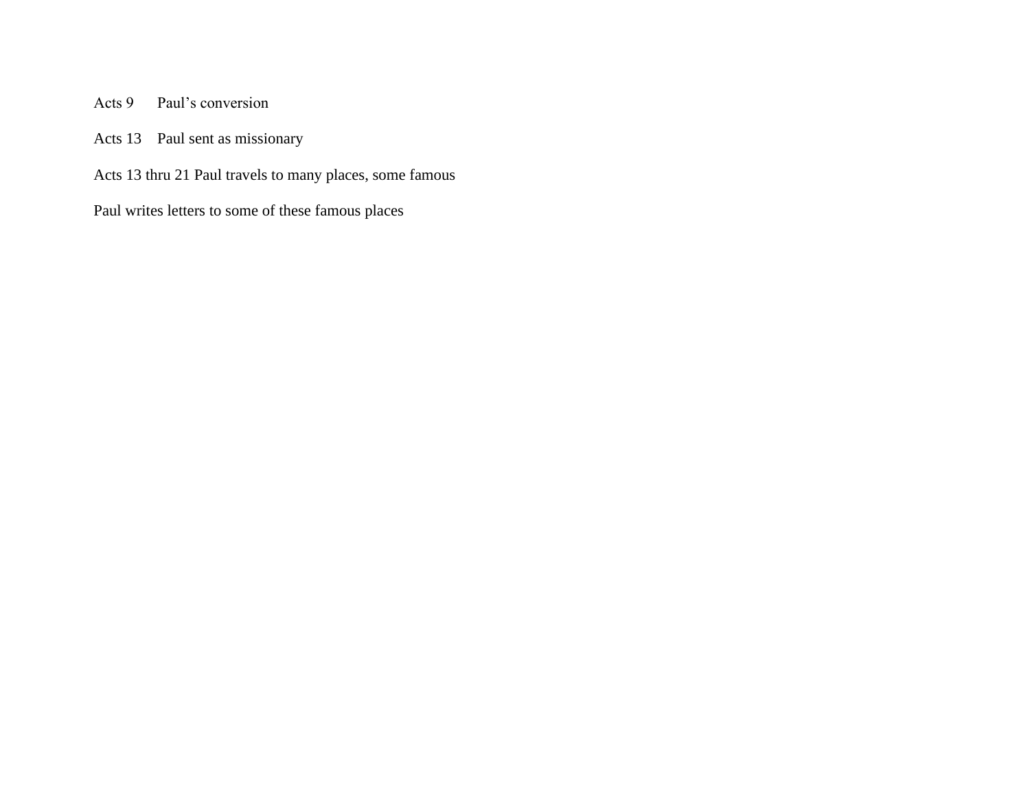Acts 9 Paul's conversion

Acts 13 Paul sent as missionary

Acts 13 thru 21 Paul travels to many places, some famous

Paul writes letters to some of these famous places